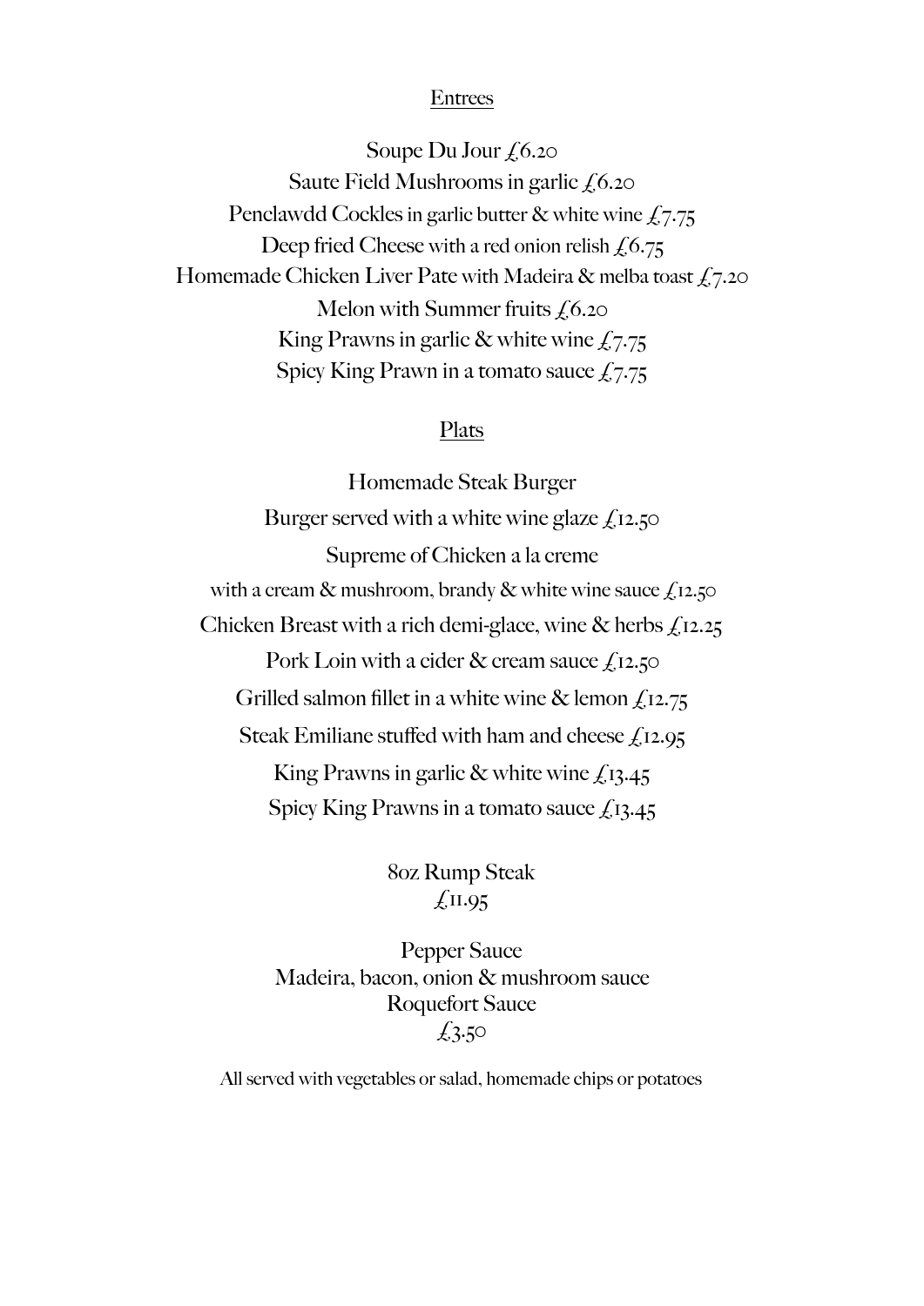## Entrees

Soupe Du Jour £6.20

Saute Field Mushrooms in garlic £6.20

Penclawdd Cockles in garlic butter & white wine £7.75

Deep fried Cheese with a red onion relish £6.75

Homemade Chicken Liver Pate with Madeira & melba toast £7.20

Melon with Summer fruits £6.20

King Prawns in garlic & white wine £7.75

Spicy King Prawn in a tomato sauce £7.75

## Plats

Homemade Steak Burger

Burger served with a white wine glaze £12.50

Supreme of Chicken a la creme

with a cream & mushroom, brandy & white wine sauce £12.50

Chicken Breast with a rich demi-glace, wine & herbs £12.25

Pork Loin with a cider & cream sauce £12.50

Grilled salmon fillet in a white wine & lemon £12.75

Steak Emiliane stuffed with ham and cheese £12.95

King Prawns in garlic & white wine £13.45

Spicy King Prawns in a tomato sauce £13.45

8oz Rump Steak
£11.95

Pepper Sauce
Madeira, bacon, onion & mushroom sauce
Roquefort Sauce
£3.50

All served with vegetables or salad, homemade chips or potatoes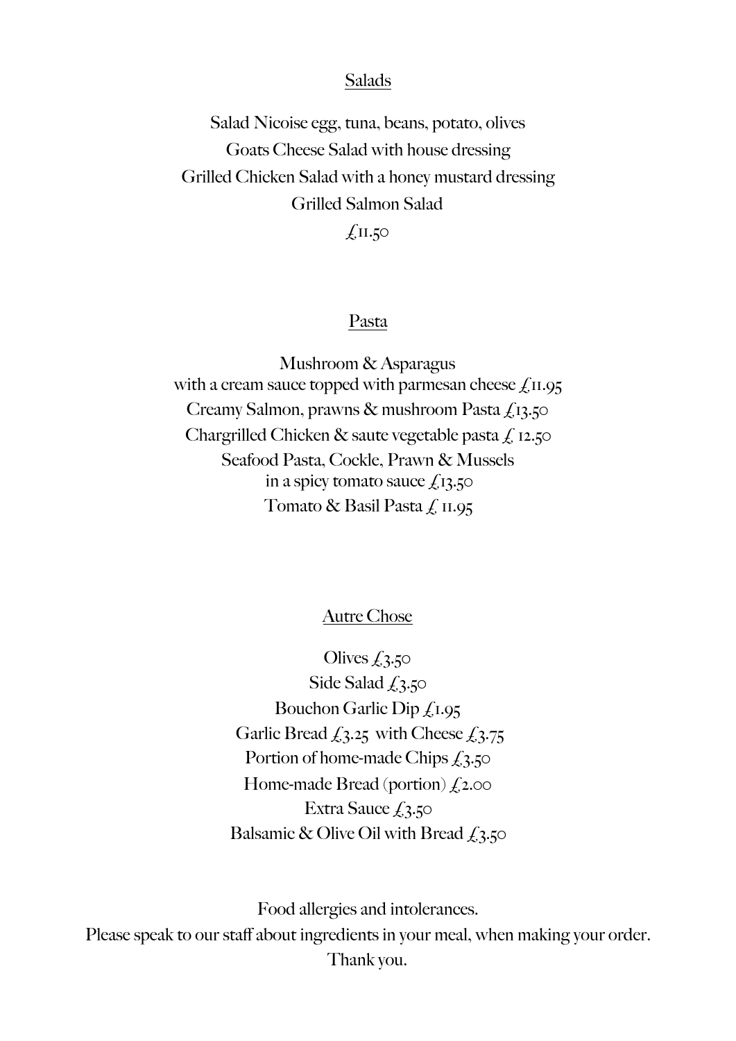## Salads

Salad Nicoise egg, tuna, beans, potato, olives
Goats Cheese Salad with house dressing
Grilled Chicken Salad with a honey mustard dressing
Grilled Salmon Salad
£11.50

## Pasta

Mushroom & Asparagus
with a cream sauce topped with parmesan cheese £11.95
Creamy Salmon, prawns & mushroom Pasta £13.50
Chargrilled Chicken & saute vegetable pasta £ 12.50
Seafood Pasta, Cockle, Prawn & Mussels
in a spicy tomato sauce £13.50
Tomato & Basil Pasta £ 11.95

## Autre Chose

Olives £3.50
Side Salad £3.50
Bouchon Garlic Dip £1.95
Garlic Bread £3.25 with Cheese £3.75
Portion of home-made Chips £3.50
Home-made Bread (portion) £2.00
Extra Sauce £3.50
Balsamic & Olive Oil with Bread £3.50

Food allergies and intolerances.
Please speak to our staff about ingredients in your meal, when making your order.
Thank you.